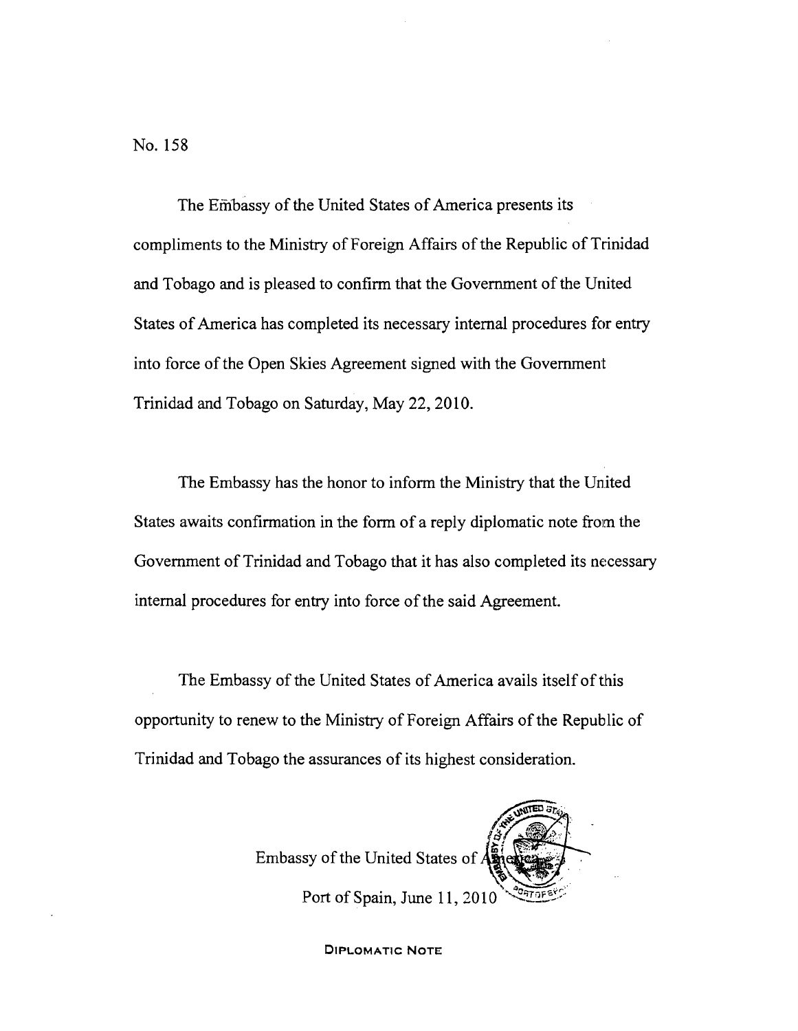No. 158

The Embassy of the United States of America presents its compliments to the Ministry of Foreign Affairs of the Republic of Trinidad and Tobago and is pleased to confirm that the Government of the United States of America has completed its necessary internal procedures for entry into force of the Open Skies Agreement signed with the Government Trinidad and Tobago on Saturday, May 22, 2010.

The Embassy has the honor to inform the Ministry that the United States awaits confirmation in the form of a reply diplomatic note from the Government of Trinidad and Tobago that it has also completed its necessary internal procedures for entry into force of the said Agreement.

The Embassy of the United States of America avails itself of this opportunity to renew to the Ministry of Foreign Affairs of the Republic of Trinidad and Tobago the assurances of its highest consideration.

Embassy of the United States of America

Port of Spain, June 11, 2010

DIPLOMATIC NOTE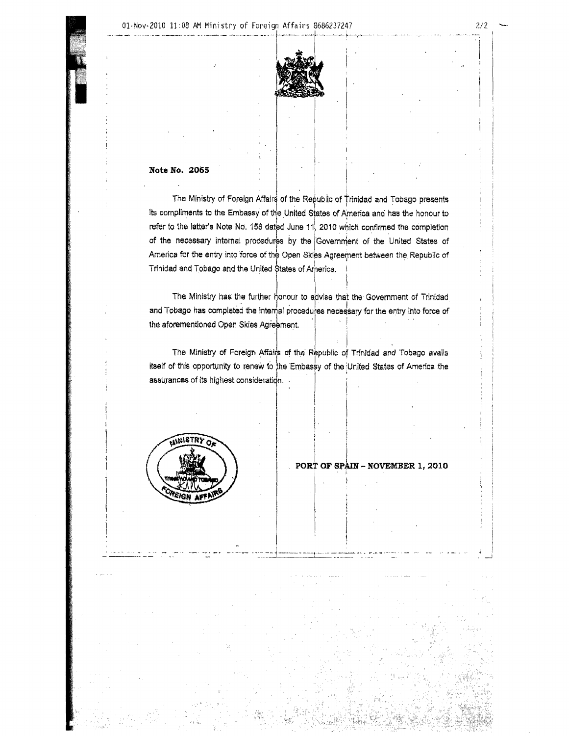**Note No. 2065**

The Ministry of Foreign Affairs of the Republic of Trinidad and Tobago presents its compliments to the Embassy of the United States of America and has the honour to refer to the latter's Note No. 158 dated June 11, 2010 which confirmed the completion of the necessary internal procedures by the Government of the United States of America for the entry into force of the Open Skies Agreement between the Republic of Trinidad and Tobago and the United States of America.

The Ministry has the further honour to advise that the Government of Trinidad and Tobago has completed the internal procedures necessary for the entry into force of the aforementioned Open Skies Agreement.

The Ministry of Foreign Affairs of the Republic of Trinidad and Tobago avails itself of this opportunity to renew to the Embassy of the United States of America the assurances of its highest consideration.

MINISTRY OF FOREIGN AFFAIRS TRINIDAD AND TOBAGO

**PORT OF SPAIN – NOVEMBER 1, 2010**